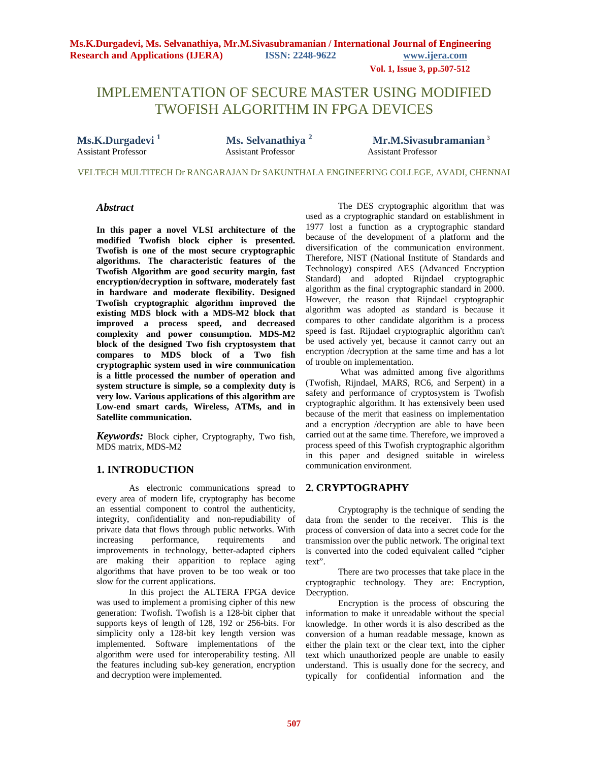# IMPLEMENTATION OF SECURE MASTER USING MODIFIED TWOFISH ALGORITHM IN FPGA DEVICES

**Ms.K.Durgadevi** [1]
Assistant Professor

**Ms. Selvanathiya** [2]
Assistant Professor

**Mr.M.Sivasubramanian** [3]
Assistant Professor

VELTECH MULTITECH Dr RANGARAJAN Dr SAKUNTHALA ENGINEERING COLLEGE, AVADI, CHENNAI

## *Abstract*

**In this paper a novel VLSI architecture of the modified Twofish block cipher is presented. Twofish is one of the most secure cryptographic algorithms. The characteristic features of the Twofish Algorithm are good security margin, fast encryption/decryption in software, moderately fast in hardware and moderate flexibility. Designed Twofish cryptographic algorithm improved the existing MDS block with a MDS-M2 block that improved a process speed, and decreased complexity and power consumption. MDS-M2 block of the designed Two fish cryptosystem that compares to MDS block of a Two fish cryptographic system used in wire communication is a little processed the number of operation and system structure is simple, so a complexity duty is very low. Various applications of this algorithm are Low-end smart cards, Wireless, ATMs, and in Satellite communication.**

***Keywords:*** Block cipher, Cryptography, Two fish, MDS matrix, MDS-M2

## 1. INTRODUCTION

As electronic communications spread to every area of modern life, cryptography has become an essential component to control the authenticity, integrity, confidentiality and non-repudiability of private data that flows through public networks. With increasing performance, requirements and improvements in technology, better-adapted ciphers are making their apparition to replace aging algorithms that have proven to be too weak or too slow for the current applications.

In this project the ALTERA FPGA device was used to implement a promising cipher of this new generation: Twofish. Twofish is a 128-bit cipher that supports keys of length of 128, 192 or 256-bits. For simplicity only a 128-bit key length version was implemented. Software implementations of the algorithm were used for interoperability testing. All the features including sub-key generation, encryption and decryption were implemented.

The DES cryptographic algorithm that was used as a cryptographic standard on establishment in 1977 lost a function as a cryptographic standard because of the development of a platform and the diversification of the communication environment. Therefore, NIST (National Institute of Standards and Technology) conspired AES (Advanced Encryption Standard) and adopted Rijndael cryptographic algorithm as the final cryptographic standard in 2000. However, the reason that Rijndael cryptographic algorithm was adopted as standard is because it compares to other candidate algorithm is a process speed is fast. Rijndael cryptographic algorithm can't be used actively yet, because it cannot carry out an encryption /decryption at the same time and has a lot of trouble on implementation.

What was admitted among five algorithms (Twofish, Rijndael, MARS, RC6, and Serpent) in a safety and performance of cryptosystem is Twofish cryptographic algorithm. It has extensively been used because of the merit that easiness on implementation and a encryption /decryption are able to have been carried out at the same time. Therefore, we improved a process speed of this Twofish cryptographic algorithm in this paper and designed suitable in wireless communication environment.

## 2. CRYPTOGRAPHY

Cryptography is the technique of sending the data from the sender to the receiver. This is the process of conversion of data into a secret code for the transmission over the public network. The original text is converted into the coded equivalent called "cipher text".

There are two processes that take place in the cryptographic technology. They are: Encryption, Decryption.

Encryption is the process of obscuring the information to make it unreadable without the special knowledge. In other words it is also described as the conversion of a human readable message, known as either the plain text or the clear text, into the cipher text which unauthorized people are unable to easily understand. This is usually done for the secrecy, and typically for confidential information and the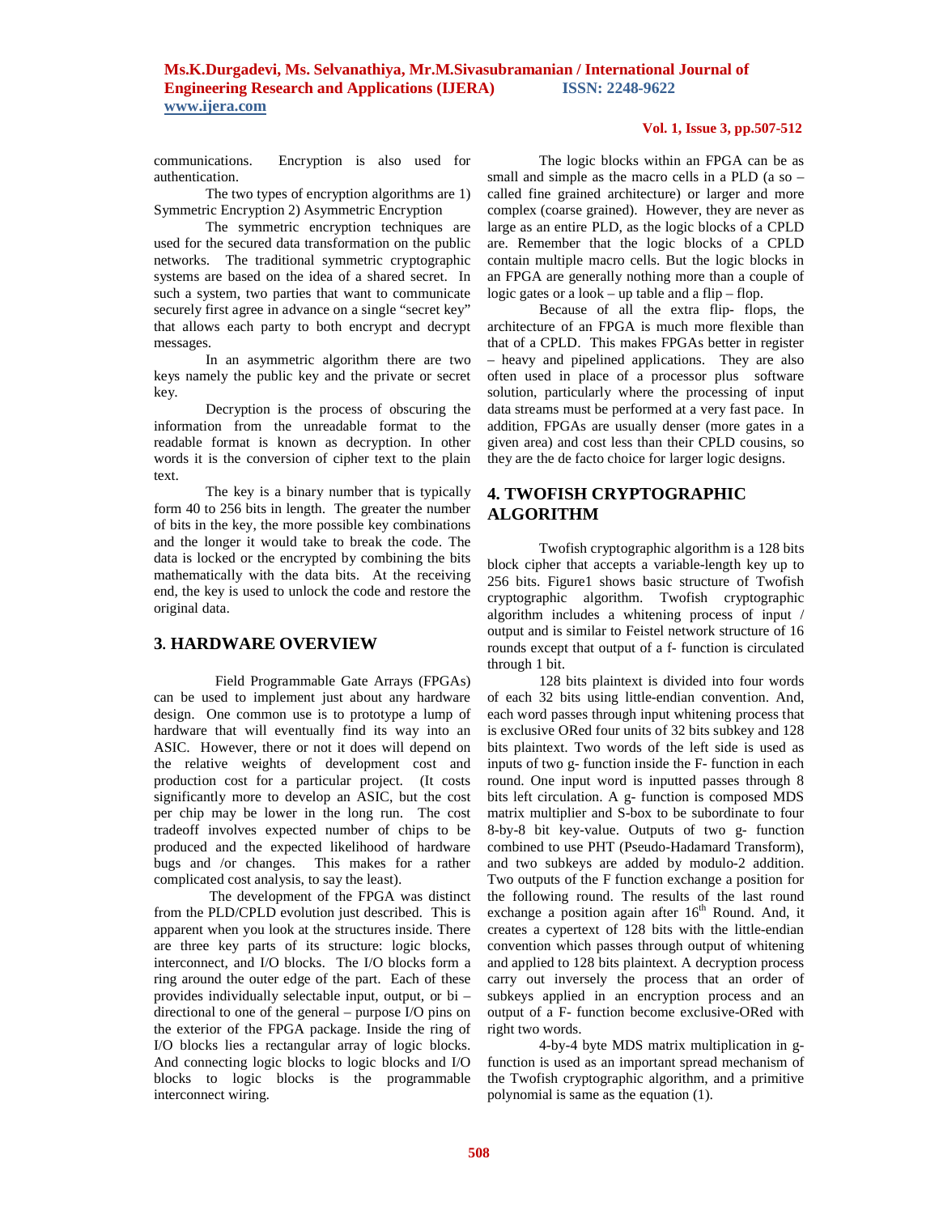communications. Encryption is also used for authentication.

The two types of encryption algorithms are 1) Symmetric Encryption 2) Asymmetric Encryption

The symmetric encryption techniques are used for the secured data transformation on the public networks. The traditional symmetric cryptographic systems are based on the idea of a shared secret. In such a system, two parties that want to communicate securely first agree in advance on a single "secret key" that allows each party to both encrypt and decrypt messages.

In an asymmetric algorithm there are two keys namely the public key and the private or secret key.

Decryption is the process of obscuring the information from the unreadable format to the readable format is known as decryption. In other words it is the conversion of cipher text to the plain text.

The key is a binary number that is typically form 40 to 256 bits in length. The greater the number of bits in the key, the more possible key combinations and the longer it would take to break the code. The data is locked or the encrypted by combining the bits mathematically with the data bits. At the receiving end, the key is used to unlock the code and restore the original data.

## 3. HARDWARE OVERVIEW

Field Programmable Gate Arrays (FPGAs) can be used to implement just about any hardware design. One common use is to prototype a lump of hardware that will eventually find its way into an ASIC. However, there or not it does will depend on the relative weights of development cost and production cost for a particular project. (It costs significantly more to develop an ASIC, but the cost per chip may be lower in the long run. The cost tradeoff involves expected number of chips to be produced and the expected likelihood of hardware bugs and /or changes. This makes for a rather complicated cost analysis, to say the least).

The development of the FPGA was distinct from the PLD/CPLD evolution just described. This is apparent when you look at the structures inside. There are three key parts of its structure: logic blocks, interconnect, and I/O blocks. The I/O blocks form a ring around the outer edge of the part. Each of these provides individually selectable input, output, or bi – directional to one of the general – purpose I/O pins on the exterior of the FPGA package. Inside the ring of I/O blocks lies a rectangular array of logic blocks. And connecting logic blocks to logic blocks and I/O blocks to logic blocks is the programmable interconnect wiring.

The logic blocks within an FPGA can be as small and simple as the macro cells in a PLD (a so – called fine grained architecture) or larger and more complex (coarse grained). However, they are never as large as an entire PLD, as the logic blocks of a CPLD are. Remember that the logic blocks of a CPLD contain multiple macro cells. But the logic blocks in an FPGA are generally nothing more than a couple of logic gates or a look – up table and a flip – flop.

Because of all the extra flip- flops, the architecture of an FPGA is much more flexible than that of a CPLD. This makes FPGAs better in register – heavy and pipelined applications. They are also often used in place of a processor plus software solution, particularly where the processing of input data streams must be performed at a very fast pace. In addition, FPGAs are usually denser (more gates in a given area) and cost less than their CPLD cousins, so they are the de facto choice for larger logic designs.

## 4. TWOFISH CRYPTOGRAPHIC ALGORITHM

Twofish cryptographic algorithm is a 128 bits block cipher that accepts a variable-length key up to 256 bits. Figure1 shows basic structure of Twofish cryptographic algorithm. Twofish cryptographic algorithm includes a whitening process of input / output and is similar to Feistel network structure of 16 rounds except that output of a f- function is circulated through 1 bit.

128 bits plaintext is divided into four words of each 32 bits using little-endian convention. And, each word passes through input whitening process that is exclusive ORed four units of 32 bits subkey and 128 bits plaintext. Two words of the left side is used as inputs of two g- function inside the F- function in each round. One input word is inputted passes through 8 bits left circulation. A g- function is composed MDS matrix multiplier and S-box to be subordinate to four 8-by-8 bit key-value. Outputs of two g- function combined to use PHT (Pseudo-Hadamard Transform), and two subkeys are added by modulo-2 addition. Two outputs of the F function exchange a position for the following round. The results of the last round exchange a position again after $16^{th}$ Round. And, it creates a cypertext of 128 bits with the little-endian convention which passes through output of whitening and applied to 128 bits plaintext. A decryption process carry out inversely the process that an order of subkeys applied in an encryption process and an output of a F- function become exclusive-ORed with right two words.

4-by-4 byte MDS matrix multiplication in g-function is used as an important spread mechanism of the Twofish cryptographic algorithm, and a primitive polynomial is same as the equation (1).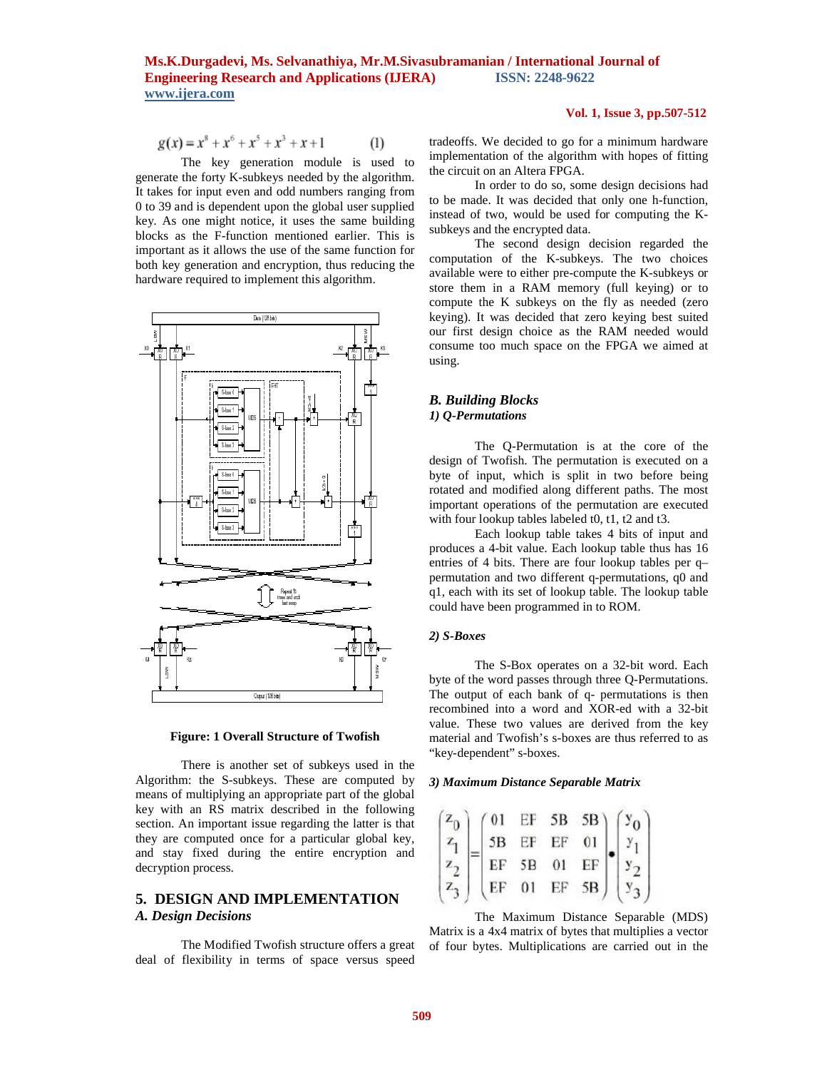$$g(x) = x^8 + x^6 + x^5 + x^3 + x + 1 \qquad (1)$$

The key generation module is used to generate the forty K-subkeys needed by the algorithm. It takes for input even and odd numbers ranging from 0 to 39 and is dependent upon the global user supplied key. As one might notice, it uses the same building blocks as the F-function mentioned earlier. This is important as it allows the use of the same function for both key generation and encryption, thus reducing the hardware required to implement this algorithm.

**Figure: 1 Overall Structure of Twofish**

There is another set of subkeys used in the Algorithm: the S-subkeys. These are computed by means of multiplying an appropriate part of the global key with an RS matrix described in the following section. An important issue regarding the latter is that they are computed once for a particular global key, and stay fixed during the entire encryption and decryption process.

## 5. DESIGN AND IMPLEMENTATION

### *A. Design Decisions*

The Modified Twofish structure offers a great deal of flexibility in terms of space versus speed tradeoffs. We decided to go for a minimum hardware implementation of the algorithm with hopes of fitting the circuit on an Altera FPGA.

In order to do so, some design decisions had to be made. It was decided that only one h-function, instead of two, would be used for computing the K-subkeys and the encrypted data.

The second design decision regarded the computation of the K-subkeys. The two choices available were to either pre-compute the K-subkeys or store them in a RAM memory (full keying) or to compute the K subkeys on the fly as needed (zero keying). It was decided that zero keying best suited our first design choice as the RAM needed would consume too much space on the FPGA we aimed at using.

### *B. Building Blocks*

#### *1) Q-Permutations*

The Q-Permutation is at the core of the design of Twofish. The permutation is executed on a byte of input, which is split in two before being rotated and modified along different paths. The most important operations of the permutation are executed with four lookup tables labeled t0, t1, t2 and t3.

Each lookup table takes 4 bits of input and produces a 4-bit value. Each lookup table thus has 16 entries of 4 bits. There are four lookup tables per q–permutation and two different q-permutations, q0 and q1, each with its set of lookup table. The lookup table could have been programmed in to ROM.

#### *2) S-Boxes*

The S-Box operates on a 32-bit word. Each byte of the word passes through three Q-Permutations. The output of each bank of q- permutations is then recombined into a word and XOR-ed with a 32-bit value. These two values are derived from the key material and Twofish's s-boxes are thus referred to as "key-dependent" s-boxes.

#### *3) Maximum Distance Separable Matrix*

$$\begin{pmatrix} z_0 \\ z_1 \\ z_2 \\ z_3 \end{pmatrix} = \begin{pmatrix} 01 & EF & 5B & 5B \\ 5B & EF & EF & 01 \\ EF & 5B & 01 & EF \\ EF & 01 & EF & 5B \end{pmatrix} \bullet \begin{pmatrix} y_0 \\ y_1 \\ y_2 \\ y_3 \end{pmatrix}$$

The Maximum Distance Separable (MDS) Matrix is a 4x4 matrix of bytes that multiplies a vector of four bytes. Multiplications are carried out in the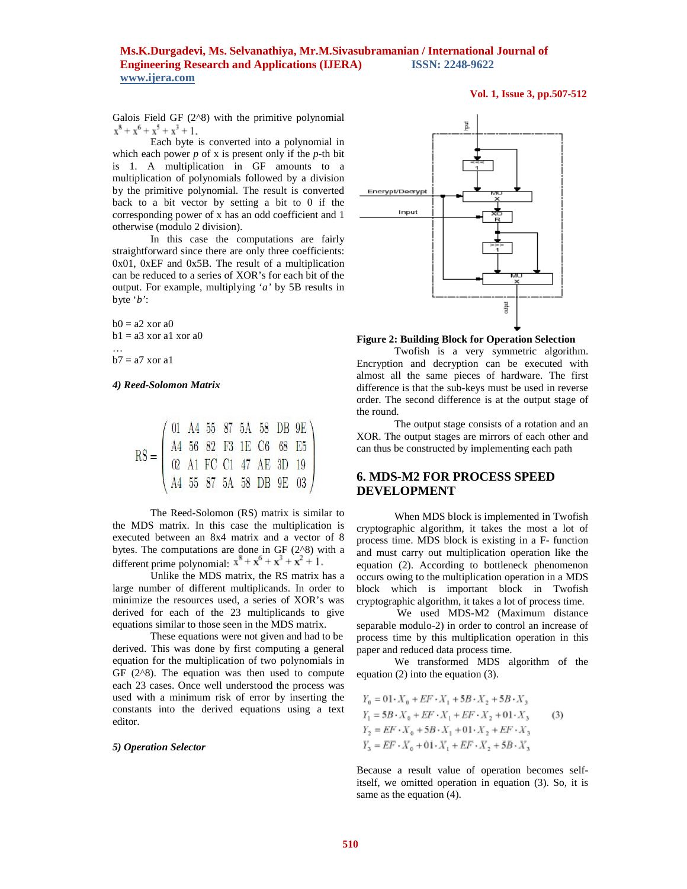Galois Field GF (2^8) with the primitive polynomial $x^8 + x^6 + x^5 + x^3 + 1$.

Each byte is converted into a polynomial in which each power $p$ of x is present only if the $p$-th bit is 1. A multiplication in GF amounts to a multiplication of polynomials followed by a division by the primitive polynomial. The result is converted back to a bit vector by setting a bit to 0 if the corresponding power of x has an odd coefficient and 1 otherwise (modulo 2 division).

In this case the computations are fairly straightforward since there are only three coefficients: 0x01, 0xEF and 0x5B. The result of a multiplication can be reduced to a series of XOR's for each bit of the output. For example, multiplying '*a*' by 5B results in byte '*b*':

b0 = a2 xor a0
b1 = a3 xor a1 xor a0
…
b7 = a7 xor a1

***4) Reed-Solomon Matrix***

$$RS = \begin{pmatrix} 01 & A4 & 55 & 87 & 5A & 58 & DB & 9E \\ A4 & 56 & 82 & F3 & 1E & C6 & 68 & E5 \\ 02 & A1 & FC & C1 & 47 & AE & 3D & 19 \\ A4 & 55 & 87 & 5A & 58 & DB & 9E & 03 \end{pmatrix}$$

The Reed-Solomon (RS) matrix is similar to the MDS matrix. In this case the multiplication is executed between an 8x4 matrix and a vector of 8 bytes. The computations are done in GF (2^8) with a different prime polynomial: $x^8 + x^6 + x^3 + x^2 + 1$.

Unlike the MDS matrix, the RS matrix has a large number of different multiplicands. In order to minimize the resources used, a series of XOR's was derived for each of the 23 multiplicands to give equations similar to those seen in the MDS matrix.

These equations were not given and had to be derived. This was done by first computing a general equation for the multiplication of two polynomials in GF (2^8). The equation was then used to compute each 23 cases. Once well understood the process was used with a minimum risk of error by inserting the constants into the derived equations using a text editor.

***5) Operation Selector***

**Figure 2: Building Block for Operation Selection**

Twofish is a very symmetric algorithm. Encryption and decryption can be executed with almost all the same pieces of hardware. The first difference is that the sub-keys must be used in reverse order. The second difference is at the output stage of the round.

The output stage consists of a rotation and an XOR. The output stages are mirrors of each other and can thus be constructed by implementing each path

## 6. MDS-M2 FOR PROCESS SPEED DEVELOPMENT

When MDS block is implemented in Twofish cryptographic algorithm, it takes the most a lot of process time. MDS block is existing in a F- function and must carry out multiplication operation like the equation (2). According to bottleneck phenomenon occurs owing to the multiplication operation in a MDS block which is important block in Twofish cryptographic algorithm, it takes a lot of process time.

We used MDS-M2 (Maximum distance separable modulo-2) in order to control an increase of process time by this multiplication operation in this paper and reduced data process time.

We transformed MDS algorithm of the equation (2) into the equation (3).

$$\begin{aligned} Y_0 &= 01 \cdot X_0 + EF \cdot X_1 + 5B \cdot X_2 + 5B \cdot X_3 \\ Y_1 &= 5B \cdot X_0 + EF \cdot X_1 + EF \cdot X_2 + 01 \cdot X_3 \\ Y_2 &= EF \cdot X_0 + 5B \cdot X_1 + 01 \cdot X_2 + EF \cdot X_3 \\ Y_3 &= EF \cdot X_0 + 01 \cdot X_1 + EF \cdot X_2 + 5B \cdot X_3 \end{aligned} \qquad (3)$$

Because a result value of operation becomes self-itself, we omitted operation in equation (3). So, it is same as the equation (4).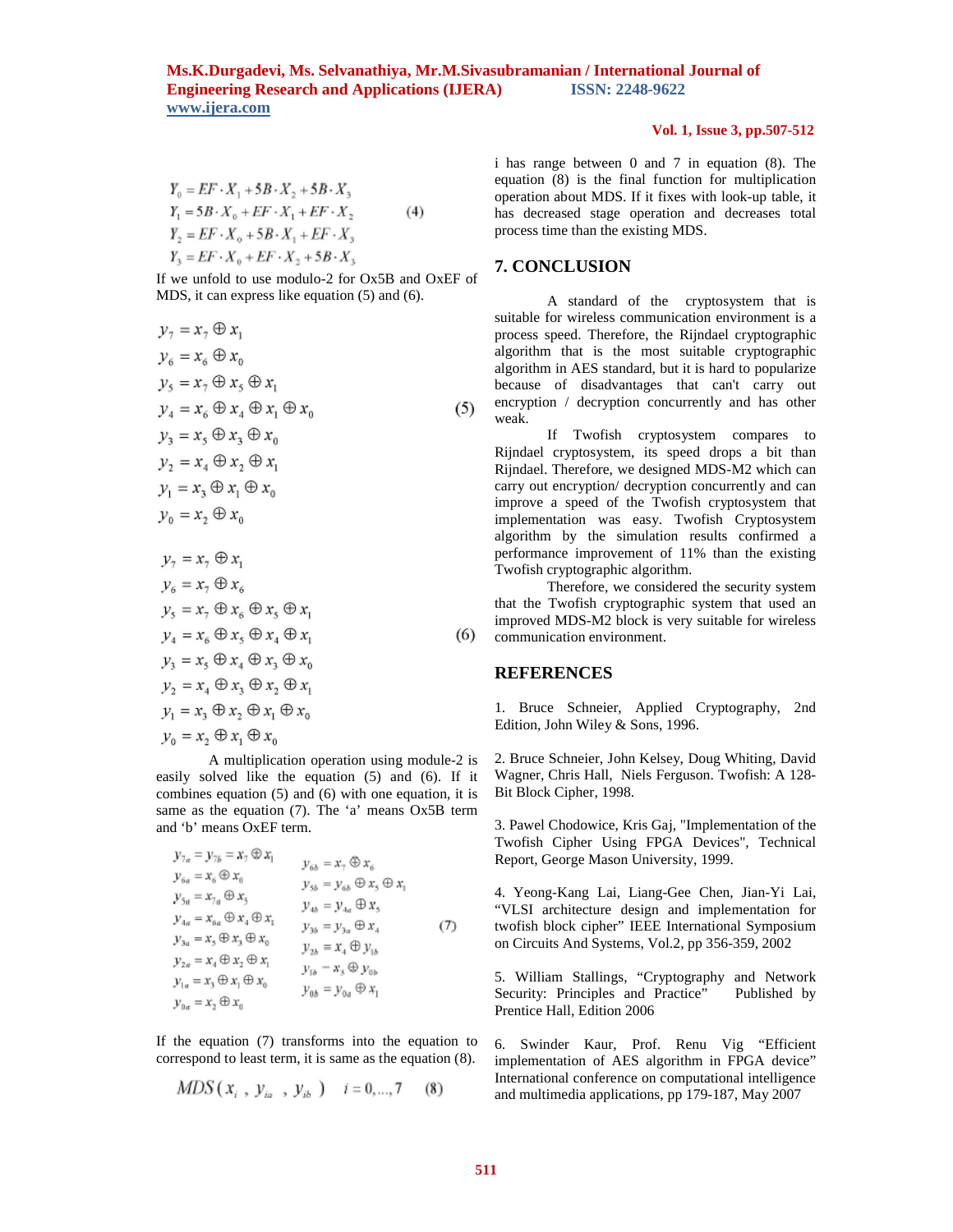$$
\begin{aligned}
Y_0 &= EF \cdot X_1 + 5B \cdot X_2 + 5B \cdot X_3 \\
Y_1 &= 5B \cdot X_0 + EF \cdot X_1 + EF \cdot X_2 \\
Y_2 &= EF \cdot X_0 + 5B \cdot X_1 + EF \cdot X_3 \\
Y_3 &= EF \cdot X_0 + EF \cdot X_2 + 5B \cdot X_3
\end{aligned} \tag{4}
$$

If we unfold to use modulo-2 for Ox5B and OxEF of MDS, it can express like equation (5) and (6).

$$
\begin{aligned}
y_7 &= x_7 \oplus x_1 \\
y_6 &= x_6 \oplus x_0 \\
y_5 &= x_7 \oplus x_5 \oplus x_1 \\
y_4 &= x_6 \oplus x_4 \oplus x_1 \oplus x_0 \\
y_3 &= x_5 \oplus x_3 \oplus x_0 \\
y_2 &= x_4 \oplus x_2 \oplus x_1 \\
y_1 &= x_3 \oplus x_1 \oplus x_0 \\
y_0 &= x_2 \oplus x_0
\end{aligned} \tag{5}
$$

$$
\begin{aligned}
y_7 &= x_7 \oplus x_1 \\
y_6 &= x_7 \oplus x_6 \\
y_5 &= x_7 \oplus x_6 \oplus x_5 \oplus x_1 \\
y_4 &= x_6 \oplus x_5 \oplus x_4 \oplus x_1 \\
y_3 &= x_5 \oplus x_4 \oplus x_3 \oplus x_0 \\
y_2 &= x_4 \oplus x_3 \oplus x_2 \oplus x_1 \\
y_1 &= x_3 \oplus x_2 \oplus x_1 \oplus x_0 \\
y_0 &= x_2 \oplus x_1 \oplus x_0
\end{aligned} \tag{6}
$$

A multiplication operation using module-2 is easily solved like the equation (5) and (6). If it combines equation (5) and (6) with one equation, it is same as the equation (7). The 'a' means Ox5B term and 'b' means OxEF term.

$$
\begin{aligned}
y_{7a} &= y_{7b} = x_7 \oplus x_1 & y_{6b} &= x_7 \oplus x_6 \\
y_{6a} &= x_6 \oplus x_0 & y_{5b} &= y_{6b} \oplus x_5 \oplus x_1 \\
y_{5a} &= x_{7a} \oplus x_5 & y_{4b} &= y_{4a} \oplus x_5 \\
y_{4a} &= x_{6a} \oplus x_4 \oplus x_1 & y_{3b} &= y_{3a} \oplus x_4 \\
y_{3a} &= x_5 \oplus x_3 \oplus x_0 & y_{2b} &= x_4 \oplus y_{1b} \\
y_{2a} &= x_4 \oplus x_2 \oplus x_1 & y_{1b} &= x_3 \oplus y_{0b} \\
y_{1a} &= x_3 \oplus x_1 \oplus x_0 & y_{0b} &= y_{0a} \oplus x_1 \\
y_{0a} &= x_2 \oplus x_0 & &
\end{aligned} \tag{7}
$$

If the equation (7) transforms into the equation to correspond to least term, it is same as the equation (8).

$$
MDS(x_i\ ,\ y_{ia}\ ,\ y_{ib}\ ) \quad i = 0,\ldots,7 \tag{8}
$$

i has range between 0 and 7 in equation (8). The equation (8) is the final function for multiplication operation about MDS. If it fixes with look-up table, it has decreased stage operation and decreases total process time than the existing MDS.

## 7. CONCLUSION

A standard of the cryptosystem that is suitable for wireless communication environment is a process speed. Therefore, the Rijndael cryptographic algorithm that is the most suitable cryptographic algorithm in AES standard, but it is hard to popularize because of disadvantages that can't carry out encryption / decryption concurrently and has other weak.

If Twofish cryptosystem compares to Rijndael cryptosystem, its speed drops a bit than Rijndael. Therefore, we designed MDS-M2 which can carry out encryption/ decryption concurrently and can improve a speed of the Twofish cryptosystem that implementation was easy. Twofish Cryptosystem algorithm by the simulation results confirmed a performance improvement of 11% than the existing Twofish cryptographic algorithm.

Therefore, we considered the security system that the Twofish cryptographic system that used an improved MDS-M2 block is very suitable for wireless communication environment.

## REFERENCES

1. Bruce Schneier, Applied Cryptography, 2nd Edition, John Wiley & Sons, 1996.

2. Bruce Schneier, John Kelsey, Doug Whiting, David Wagner, Chris Hall, Niels Ferguson. Twofish: A 128-Bit Block Cipher, 1998.

3. Pawel Chodowice, Kris Gaj, "Implementation of the Twofish Cipher Using FPGA Devices", Technical Report, George Mason University, 1999.

4. Yeong-Kang Lai, Liang-Gee Chen, Jian-Yi Lai, "VLSI architecture design and implementation for twofish block cipher" IEEE International Symposium on Circuits And Systems, Vol.2, pp 356-359, 2002

5. William Stallings, "Cryptography and Network Security: Principles and Practice" Published by Prentice Hall, Edition 2006

6. Swinder Kaur, Prof. Renu Vig "Efficient implementation of AES algorithm in FPGA device" International conference on computational intelligence and multimedia applications, pp 179-187, May 2007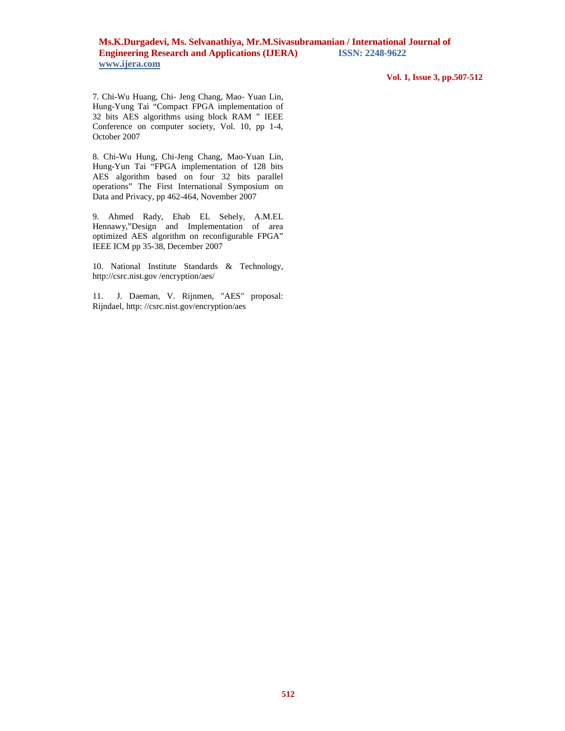7. Chi-Wu Huang, Chi- Jeng Chang, Mao- Yuan Lin, Hung-Yung Tai "Compact FPGA implementation of 32 bits AES algorithms using block RAM " IEEE Conference on computer society, Vol. 10, pp 1-4, October 2007

8. Chi-Wu Hung, Chi-Jeng Chang, Mao-Yuan Lin, Hung-Yun Tai "FPGA implementation of 128 bits AES algorithm based on four 32 bits parallel operations" The First International Symposium on Data and Privacy, pp 462-464, November 2007

9. Ahmed Rady, Ehab EL Sehely, A.M.EL Hennawy,"Design and Implementation of area optimized AES algorithm on reconfigurable FPGA" IEEE ICM pp 35-38, December 2007

10. National Institute Standards & Technology, http://csrc.nist.gov /encryption/aes/

11. J. Daeman, V. Rijnmen, "AES" proposal: Rijndael, http: //csrc.nist.gov/encryption/aes